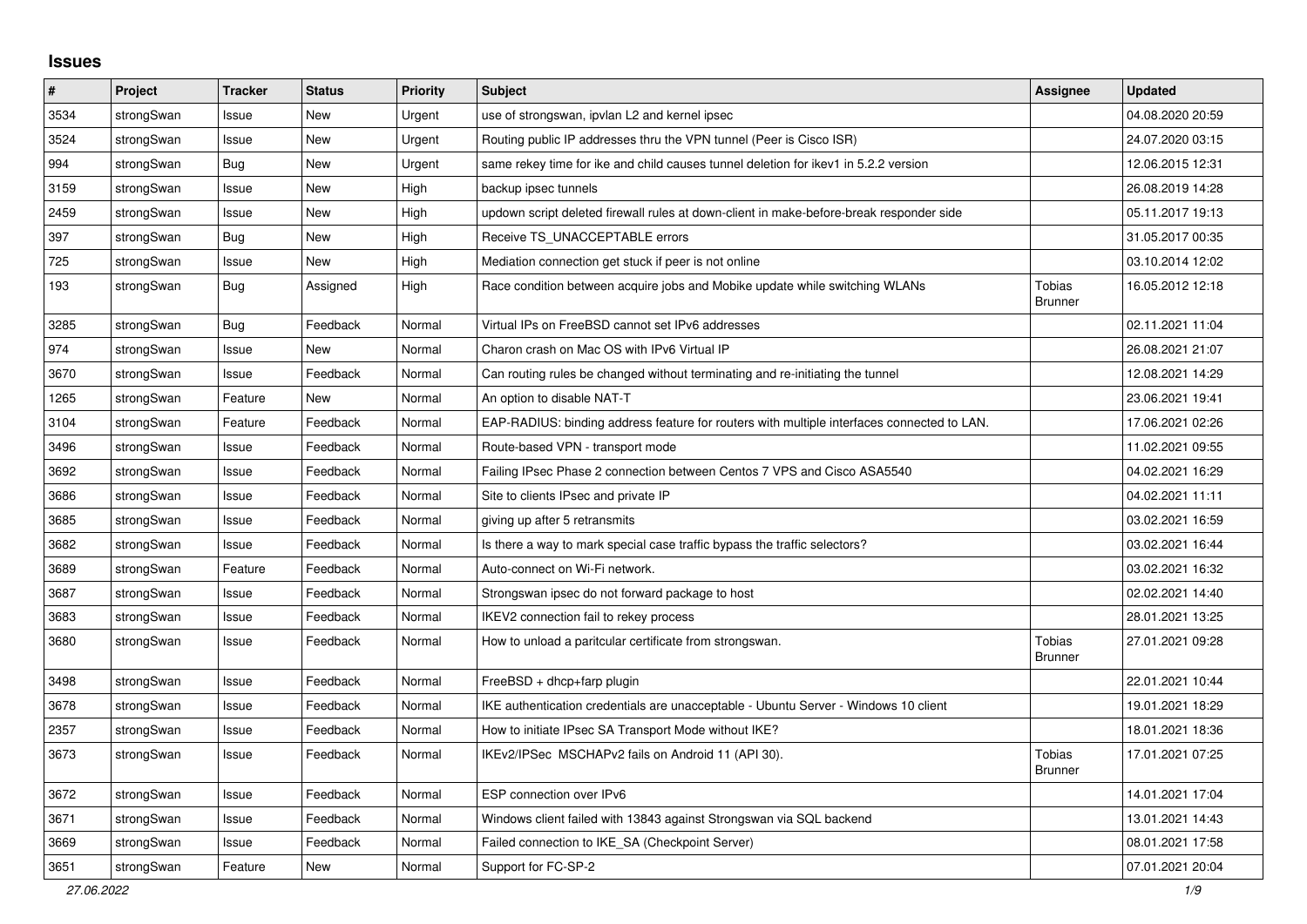# Issues

| # | Project | Tracker | Status | Priority | Subject | Assignee | Updated |
|---|---|---|---|---|---|---|---|
| 3534 | strongSwan | Issue | New | Urgent | use of strongswan, ipvlan L2 and kernel ipsec | | 04.08.2020 20:59 |
| 3524 | strongSwan | Issue | New | Urgent | Routing public IP addresses thru the VPN tunnel (Peer is Cisco ISR) | | 24.07.2020 03:15 |
| 994 | strongSwan | Bug | New | Urgent | same rekey time for ike and child causes tunnel deletion for ikev1 in 5.2.2 version | | 12.06.2015 12:31 |
| 3159 | strongSwan | Issue | New | High | backup ipsec tunnels | | 26.08.2019 14:28 |
| 2459 | strongSwan | Issue | New | High | updown script deleted firewall rules at down-client in make-before-break responder side | | 05.11.2017 19:13 |
| 397 | strongSwan | Bug | New | High | Receive TS_UNACCEPTABLE errors | | 31.05.2017 00:35 |
| 725 | strongSwan | Issue | New | High | Mediation connection get stuck if peer is not online | | 03.10.2014 12:02 |
| 193 | strongSwan | Bug | Assigned | High | Race condition between acquire jobs and Mobike update while switching WLANs | Tobias Brunner | 16.05.2012 12:18 |
| 3285 | strongSwan | Bug | Feedback | Normal | Virtual IPs on FreeBSD cannot set IPv6 addresses | | 02.11.2021 11:04 |
| 974 | strongSwan | Issue | New | Normal | Charon crash on Mac OS with IPv6 Virtual IP | | 26.08.2021 21:07 |
| 3670 | strongSwan | Issue | Feedback | Normal | Can routing rules be changed without terminating and re-initiating the tunnel | | 12.08.2021 14:29 |
| 1265 | strongSwan | Feature | New | Normal | An option to disable NAT-T | | 23.06.2021 19:41 |
| 3104 | strongSwan | Feature | Feedback | Normal | EAP-RADIUS: binding address feature for routers with multiple interfaces connected to LAN. | | 17.06.2021 02:26 |
| 3496 | strongSwan | Issue | Feedback | Normal | Route-based VPN - transport mode | | 11.02.2021 09:55 |
| 3692 | strongSwan | Issue | Feedback | Normal | Failing IPsec Phase 2 connection between Centos 7 VPS and Cisco ASA5540 | | 04.02.2021 16:29 |
| 3686 | strongSwan | Issue | Feedback | Normal | Site to clients IPsec and private IP | | 04.02.2021 11:11 |
| 3685 | strongSwan | Issue | Feedback | Normal | giving up after 5 retransmits | | 03.02.2021 16:59 |
| 3682 | strongSwan | Issue | Feedback | Normal | Is there a way to mark special case traffic bypass the traffic selectors? | | 03.02.2021 16:44 |
| 3689 | strongSwan | Feature | Feedback | Normal | Auto-connect on Wi-Fi network. | | 03.02.2021 16:32 |
| 3687 | strongSwan | Issue | Feedback | Normal | Strongswan ipsec do not forward package to host | | 02.02.2021 14:40 |
| 3683 | strongSwan | Issue | Feedback | Normal | IKEV2 connection fail to rekey process | | 28.01.2021 13:25 |
| 3680 | strongSwan | Issue | Feedback | Normal | How to unload a paritcular certificate from strongswan. | Tobias Brunner | 27.01.2021 09:28 |
| 3498 | strongSwan | Issue | Feedback | Normal | FreeBSD + dhcp+farp plugin | | 22.01.2021 10:44 |
| 3678 | strongSwan | Issue | Feedback | Normal | IKE authentication credentials are unacceptable - Ubuntu Server - Windows 10 client | | 19.01.2021 18:29 |
| 2357 | strongSwan | Issue | Feedback | Normal | How to initiate IPsec SA Transport Mode without IKE? | | 18.01.2021 18:36 |
| 3673 | strongSwan | Issue | Feedback | Normal | IKEv2/IPSec MSCHAPv2 fails on Android 11 (API 30). | Tobias Brunner | 17.01.2021 07:25 |
| 3672 | strongSwan | Issue | Feedback | Normal | ESP connection over IPv6 | | 14.01.2021 17:04 |
| 3671 | strongSwan | Issue | Feedback | Normal | Windows client failed with 13843 against Strongswan via SQL backend | | 13.01.2021 14:43 |
| 3669 | strongSwan | Issue | Feedback | Normal | Failed connection to IKE_SA (Checkpoint Server) | | 08.01.2021 17:58 |
| 3651 | strongSwan | Feature | New | Normal | Support for FC-SP-2 | | 07.01.2021 20:04 |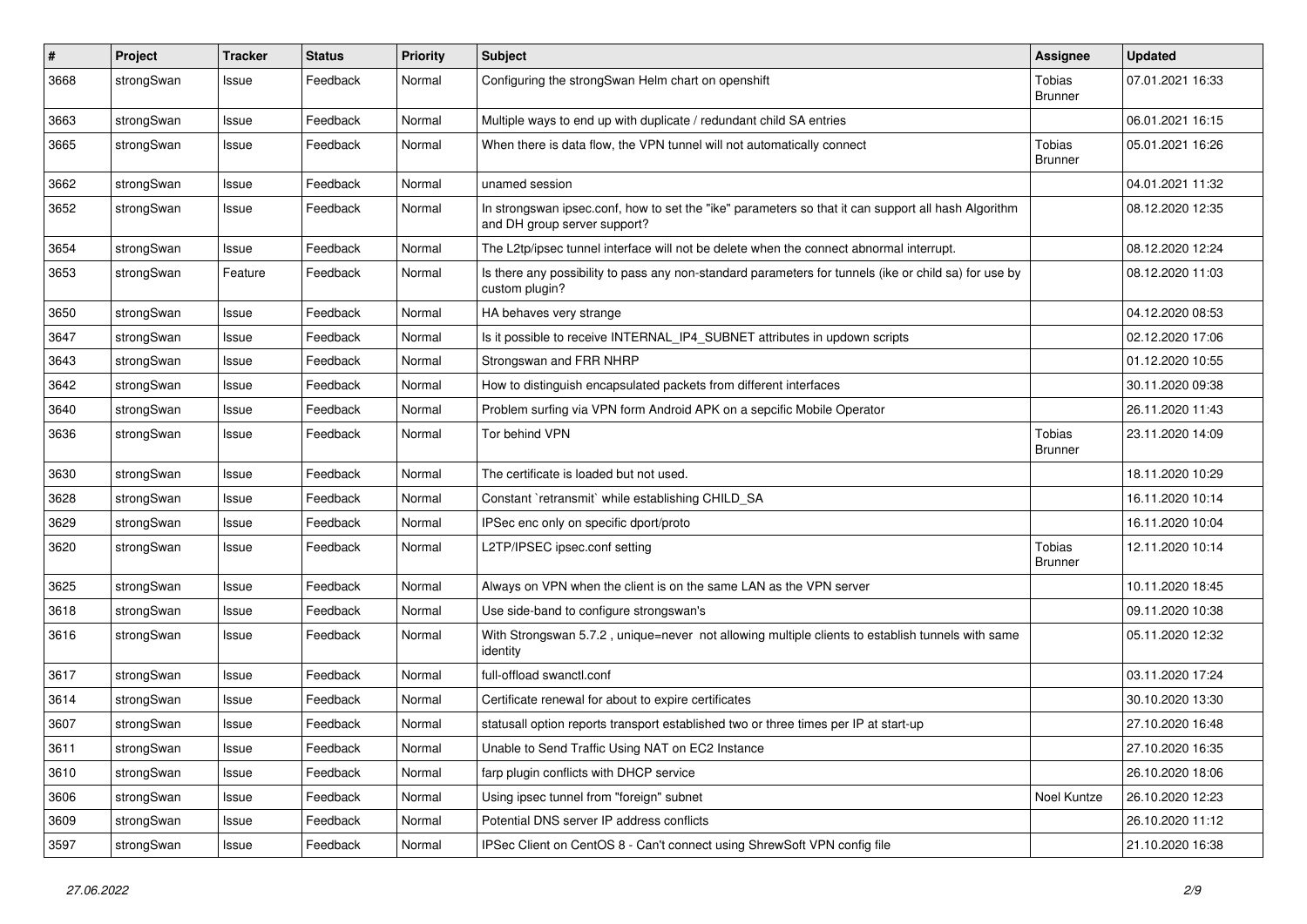| # | Project | Tracker | Status | Priority | Subject | Assignee | Updated |
|---|---|---|---|---|---|---|---|
| 3668 | strongSwan | Issue | Feedback | Normal | Configuring the strongSwan Helm chart on openshift | Tobias Brunner | 07.01.2021 16:33 |
| 3663 | strongSwan | Issue | Feedback | Normal | Multiple ways to end up with duplicate / redundant child SA entries | | 06.01.2021 16:15 |
| 3665 | strongSwan | Issue | Feedback | Normal | When there is data flow, the VPN tunnel will not automatically connect | Tobias Brunner | 05.01.2021 16:26 |
| 3662 | strongSwan | Issue | Feedback | Normal | unamed session | | 04.01.2021 11:32 |
| 3652 | strongSwan | Issue | Feedback | Normal | In strongswan ipsec.conf, how to set the "ike" parameters so that it can support all hash Algorithm and DH group server support? | | 08.12.2020 12:35 |
| 3654 | strongSwan | Issue | Feedback | Normal | The L2tp/ipsec tunnel interface will not be delete when the connect abnormal interrupt. | | 08.12.2020 12:24 |
| 3653 | strongSwan | Feature | Feedback | Normal | Is there any possibility to pass any non-standard parameters for tunnels (ike or child sa) for use by custom plugin? | | 08.12.2020 11:03 |
| 3650 | strongSwan | Issue | Feedback | Normal | HA behaves very strange | | 04.12.2020 08:53 |
| 3647 | strongSwan | Issue | Feedback | Normal | Is it possible to receive INTERNAL_IP4_SUBNET attributes in updown scripts | | 02.12.2020 17:06 |
| 3643 | strongSwan | Issue | Feedback | Normal | Strongswan and FRR NHRP | | 01.12.2020 10:55 |
| 3642 | strongSwan | Issue | Feedback | Normal | How to distinguish encapsulated packets from different interfaces | | 30.11.2020 09:38 |
| 3640 | strongSwan | Issue | Feedback | Normal | Problem surfing via VPN form Android APK on a sepcific Mobile Operator | | 26.11.2020 11:43 |
| 3636 | strongSwan | Issue | Feedback | Normal | Tor behind VPN | Tobias Brunner | 23.11.2020 14:09 |
| 3630 | strongSwan | Issue | Feedback | Normal | The certificate is loaded but not used. | | 18.11.2020 10:29 |
| 3628 | strongSwan | Issue | Feedback | Normal | Constant `retransmit` while establishing CHILD_SA | | 16.11.2020 10:14 |
| 3629 | strongSwan | Issue | Feedback | Normal | IPSec enc only on specific dport/proto | | 16.11.2020 10:04 |
| 3620 | strongSwan | Issue | Feedback | Normal | L2TP/IPSEC ipsec.conf setting | Tobias Brunner | 12.11.2020 10:14 |
| 3625 | strongSwan | Issue | Feedback | Normal | Always on VPN when the client is on the same LAN as the VPN server | | 10.11.2020 18:45 |
| 3618 | strongSwan | Issue | Feedback | Normal | Use side-band to configure strongswan's | | 09.11.2020 10:38 |
| 3616 | strongSwan | Issue | Feedback | Normal | With Strongswan 5.7.2 , unique=never not allowing multiple clients to establish tunnels with same identity | | 05.11.2020 12:32 |
| 3617 | strongSwan | Issue | Feedback | Normal | full-offload swanctl.conf | | 03.11.2020 17:24 |
| 3614 | strongSwan | Issue | Feedback | Normal | Certificate renewal for about to expire certificates | | 30.10.2020 13:30 |
| 3607 | strongSwan | Issue | Feedback | Normal | statusall option reports transport established two or three times per IP at start-up | | 27.10.2020 16:48 |
| 3611 | strongSwan | Issue | Feedback | Normal | Unable to Send Traffic Using NAT on EC2 Instance | | 27.10.2020 16:35 |
| 3610 | strongSwan | Issue | Feedback | Normal | farp plugin conflicts with DHCP service | | 26.10.2020 18:06 |
| 3606 | strongSwan | Issue | Feedback | Normal | Using ipsec tunnel from "foreign" subnet | Noel Kuntze | 26.10.2020 12:23 |
| 3609 | strongSwan | Issue | Feedback | Normal | Potential DNS server IP address conflicts | | 26.10.2020 11:12 |
| 3597 | strongSwan | Issue | Feedback | Normal | IPSec Client on CentOS 8 - Can't connect using ShrewSoft VPN config file | | 21.10.2020 16:38 |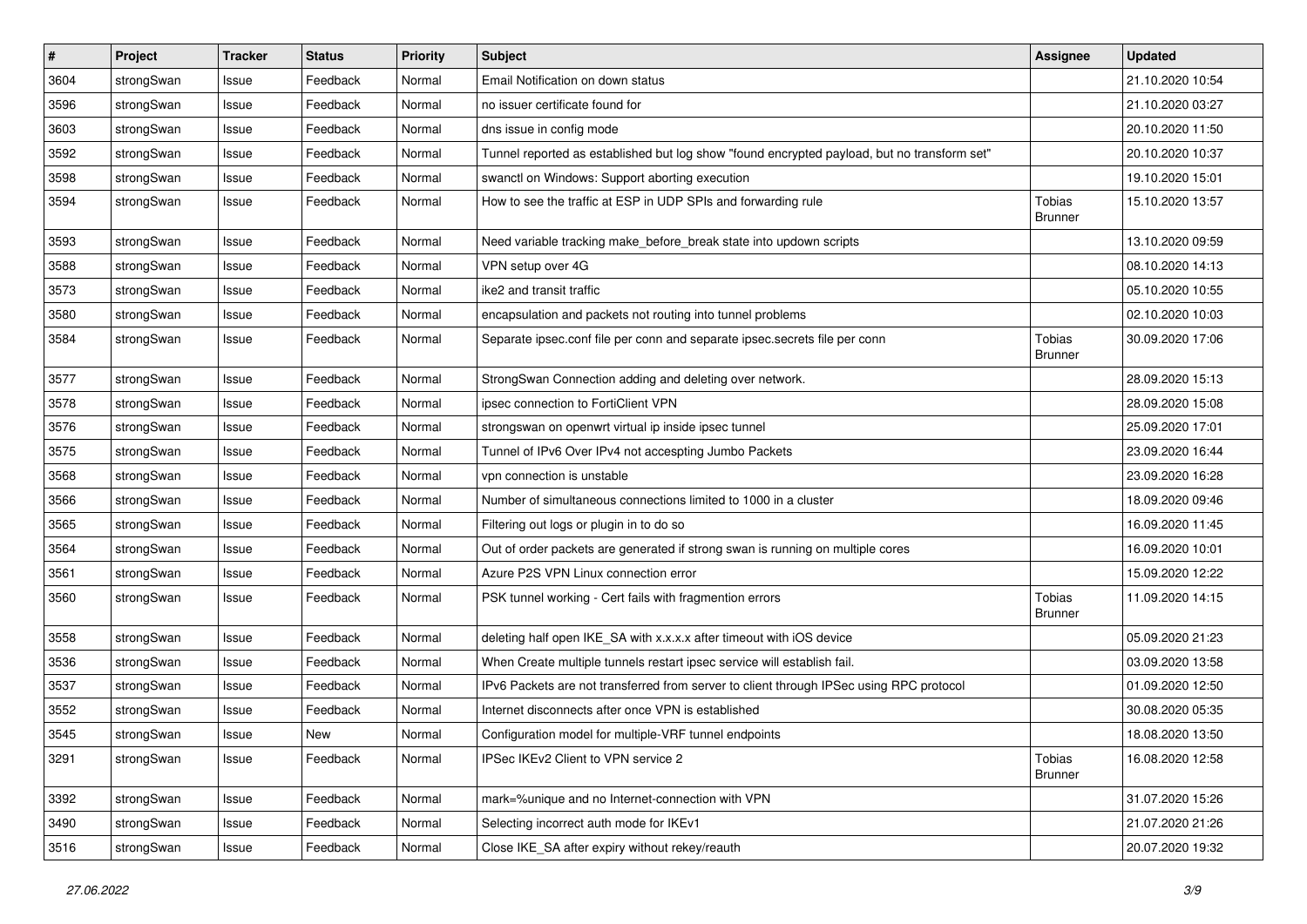| # | Project | Tracker | Status | Priority | Subject | Assignee | Updated |
|---|---|---|---|---|---|---|---|
| 3604 | strongSwan | Issue | Feedback | Normal | Email Notification on down status | | 21.10.2020 10:54 |
| 3596 | strongSwan | Issue | Feedback | Normal | no issuer certificate found for | | 21.10.2020 03:27 |
| 3603 | strongSwan | Issue | Feedback | Normal | dns issue in config mode | | 20.10.2020 11:50 |
| 3592 | strongSwan | Issue | Feedback | Normal | Tunnel reported as established but log show "found encrypted payload, but no transform set" | | 20.10.2020 10:37 |
| 3598 | strongSwan | Issue | Feedback | Normal | swanctl on Windows: Support aborting execution | | 19.10.2020 15:01 |
| 3594 | strongSwan | Issue | Feedback | Normal | How to see the traffic at ESP in UDP SPIs and forwarding rule | Tobias Brunner | 15.10.2020 13:57 |
| 3593 | strongSwan | Issue | Feedback | Normal | Need variable tracking make_before_break state into updown scripts | | 13.10.2020 09:59 |
| 3588 | strongSwan | Issue | Feedback | Normal | VPN setup over 4G | | 08.10.2020 14:13 |
| 3573 | strongSwan | Issue | Feedback | Normal | ike2 and transit traffic | | 05.10.2020 10:55 |
| 3580 | strongSwan | Issue | Feedback | Normal | encapsulation and packets not routing into tunnel problems | | 02.10.2020 10:03 |
| 3584 | strongSwan | Issue | Feedback | Normal | Separate ipsec.conf file per conn and separate ipsec.secrets file per conn | Tobias Brunner | 30.09.2020 17:06 |
| 3577 | strongSwan | Issue | Feedback | Normal | StrongSwan Connection adding and deleting over network. | | 28.09.2020 15:13 |
| 3578 | strongSwan | Issue | Feedback | Normal | ipsec connection to FortiClient VPN | | 28.09.2020 15:08 |
| 3576 | strongSwan | Issue | Feedback | Normal | strongswan on openwrt virtual ip inside ipsec tunnel | | 25.09.2020 17:01 |
| 3575 | strongSwan | Issue | Feedback | Normal | Tunnel of IPv6 Over IPv4 not accespting Jumbo Packets | | 23.09.2020 16:44 |
| 3568 | strongSwan | Issue | Feedback | Normal | vpn connection is unstable | | 23.09.2020 16:28 |
| 3566 | strongSwan | Issue | Feedback | Normal | Number of simultaneous connections limited to 1000 in a cluster | | 18.09.2020 09:46 |
| 3565 | strongSwan | Issue | Feedback | Normal | Filtering out logs or plugin in to do so | | 16.09.2020 11:45 |
| 3564 | strongSwan | Issue | Feedback | Normal | Out of order packets are generated if strong swan is running on multiple cores | | 16.09.2020 10:01 |
| 3561 | strongSwan | Issue | Feedback | Normal | Azure P2S VPN Linux connection error | | 15.09.2020 12:22 |
| 3560 | strongSwan | Issue | Feedback | Normal | PSK tunnel working - Cert fails with fragmention errors | Tobias Brunner | 11.09.2020 14:15 |
| 3558 | strongSwan | Issue | Feedback | Normal | deleting half open IKE_SA with x.x.x.x after timeout with iOS device | | 05.09.2020 21:23 |
| 3536 | strongSwan | Issue | Feedback | Normal | When Create multiple tunnels restart ipsec service will establish fail. | | 03.09.2020 13:58 |
| 3537 | strongSwan | Issue | Feedback | Normal | IPv6 Packets are not transferred from server to client through IPSec using RPC protocol | | 01.09.2020 12:50 |
| 3552 | strongSwan | Issue | Feedback | Normal | Internet disconnects after once VPN is established | | 30.08.2020 05:35 |
| 3545 | strongSwan | Issue | New | Normal | Configuration model for multiple-VRF tunnel endpoints | | 18.08.2020 13:50 |
| 3291 | strongSwan | Issue | Feedback | Normal | IPSec IKEv2 Client to VPN service 2 | Tobias Brunner | 16.08.2020 12:58 |
| 3392 | strongSwan | Issue | Feedback | Normal | mark=%unique and no Internet-connection with VPN | | 31.07.2020 15:26 |
| 3490 | strongSwan | Issue | Feedback | Normal | Selecting incorrect auth mode for IKEv1 | | 21.07.2020 21:26 |
| 3516 | strongSwan | Issue | Feedback | Normal | Close IKE_SA after expiry without rekey/reauth | | 20.07.2020 19:32 |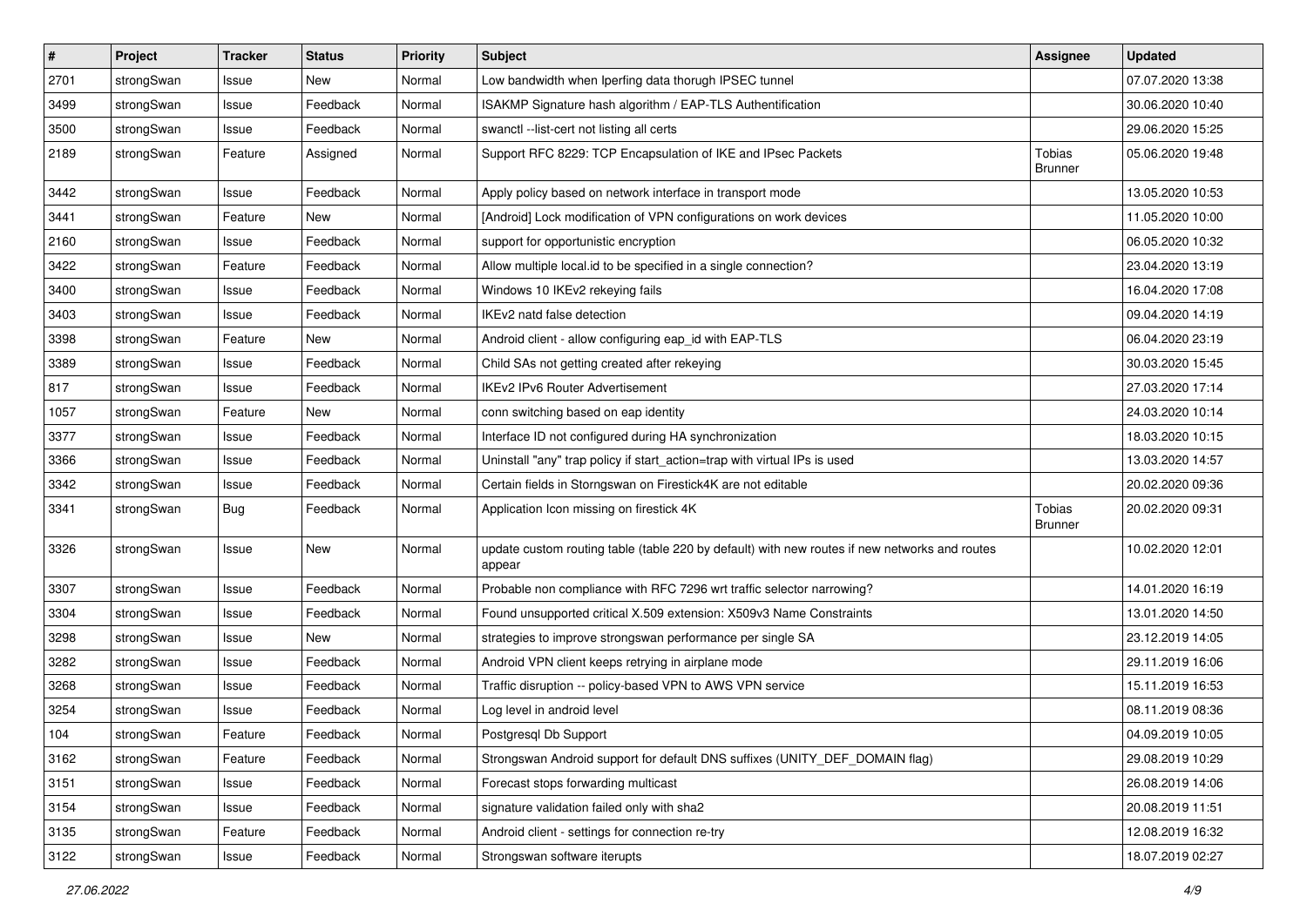| # | Project | Tracker | Status | Priority | Subject | Assignee | Updated |
|---|---|---|---|---|---|---|---|
| 2701 | strongSwan | Issue | New | Normal | Low bandwidth when Iperfing data thorugh IPSEC tunnel | | 07.07.2020 13:38 |
| 3499 | strongSwan | Issue | Feedback | Normal | ISAKMP Signature hash algorithm / EAP-TLS Authentification | | 30.06.2020 10:40 |
| 3500 | strongSwan | Issue | Feedback | Normal | swanctl --list-cert not listing all certs | | 29.06.2020 15:25 |
| 2189 | strongSwan | Feature | Assigned | Normal | Support RFC 8229: TCP Encapsulation of IKE and IPsec Packets | Tobias Brunner | 05.06.2020 19:48 |
| 3442 | strongSwan | Issue | Feedback | Normal | Apply policy based on network interface in transport mode | | 13.05.2020 10:53 |
| 3441 | strongSwan | Feature | New | Normal | [Android] Lock modification of VPN configurations on work devices | | 11.05.2020 10:00 |
| 2160 | strongSwan | Issue | Feedback | Normal | support for opportunistic encryption | | 06.05.2020 10:32 |
| 3422 | strongSwan | Feature | Feedback | Normal | Allow multiple local.id to be specified in a single connection? | | 23.04.2020 13:19 |
| 3400 | strongSwan | Issue | Feedback | Normal | Windows 10 IKEv2 rekeying fails | | 16.04.2020 17:08 |
| 3403 | strongSwan | Issue | Feedback | Normal | IKEv2 natd false detection | | 09.04.2020 14:19 |
| 3398 | strongSwan | Feature | New | Normal | Android client - allow configuring eap_id with EAP-TLS | | 06.04.2020 23:19 |
| 3389 | strongSwan | Issue | Feedback | Normal | Child SAs not getting created after rekeying | | 30.03.2020 15:45 |
| 817 | strongSwan | Issue | Feedback | Normal | IKEv2 IPv6 Router Advertisement | | 27.03.2020 17:14 |
| 1057 | strongSwan | Feature | New | Normal | conn switching based on eap identity | | 24.03.2020 10:14 |
| 3377 | strongSwan | Issue | Feedback | Normal | Interface ID not configured during HA synchronization | | 18.03.2020 10:15 |
| 3366 | strongSwan | Issue | Feedback | Normal | Uninstall "any" trap policy if start_action=trap with virtual IPs is used | | 13.03.2020 14:57 |
| 3342 | strongSwan | Issue | Feedback | Normal | Certain fields in Storngswan on Firestick4K are not editable | | 20.02.2020 09:36 |
| 3341 | strongSwan | Bug | Feedback | Normal | Application Icon missing on firestick 4K | Tobias Brunner | 20.02.2020 09:31 |
| 3326 | strongSwan | Issue | New | Normal | update custom routing table (table 220 by default) with new routes if new networks and routes appear | | 10.02.2020 12:01 |
| 3307 | strongSwan | Issue | Feedback | Normal | Probable non compliance with RFC 7296 wrt traffic selector narrowing? | | 14.01.2020 16:19 |
| 3304 | strongSwan | Issue | Feedback | Normal | Found unsupported critical X.509 extension: X509v3 Name Constraints | | 13.01.2020 14:50 |
| 3298 | strongSwan | Issue | New | Normal | strategies to improve strongswan performance per single SA | | 23.12.2019 14:05 |
| 3282 | strongSwan | Issue | Feedback | Normal | Android VPN client keeps retrying in airplane mode | | 29.11.2019 16:06 |
| 3268 | strongSwan | Issue | Feedback | Normal | Traffic disruption -- policy-based VPN to AWS VPN service | | 15.11.2019 16:53 |
| 3254 | strongSwan | Issue | Feedback | Normal | Log level in android level | | 08.11.2019 08:36 |
| 104 | strongSwan | Feature | Feedback | Normal | Postgresql Db Support | | 04.09.2019 10:05 |
| 3162 | strongSwan | Feature | Feedback | Normal | Strongswan Android support for default DNS suffixes (UNITY_DEF_DOMAIN flag) | | 29.08.2019 10:29 |
| 3151 | strongSwan | Issue | Feedback | Normal | Forecast stops forwarding multicast | | 26.08.2019 14:06 |
| 3154 | strongSwan | Issue | Feedback | Normal | signature validation failed only with sha2 | | 20.08.2019 11:51 |
| 3135 | strongSwan | Feature | Feedback | Normal | Android client - settings for connection re-try | | 12.08.2019 16:32 |
| 3122 | strongSwan | Issue | Feedback | Normal | Strongswan software iterupts | | 18.07.2019 02:27 |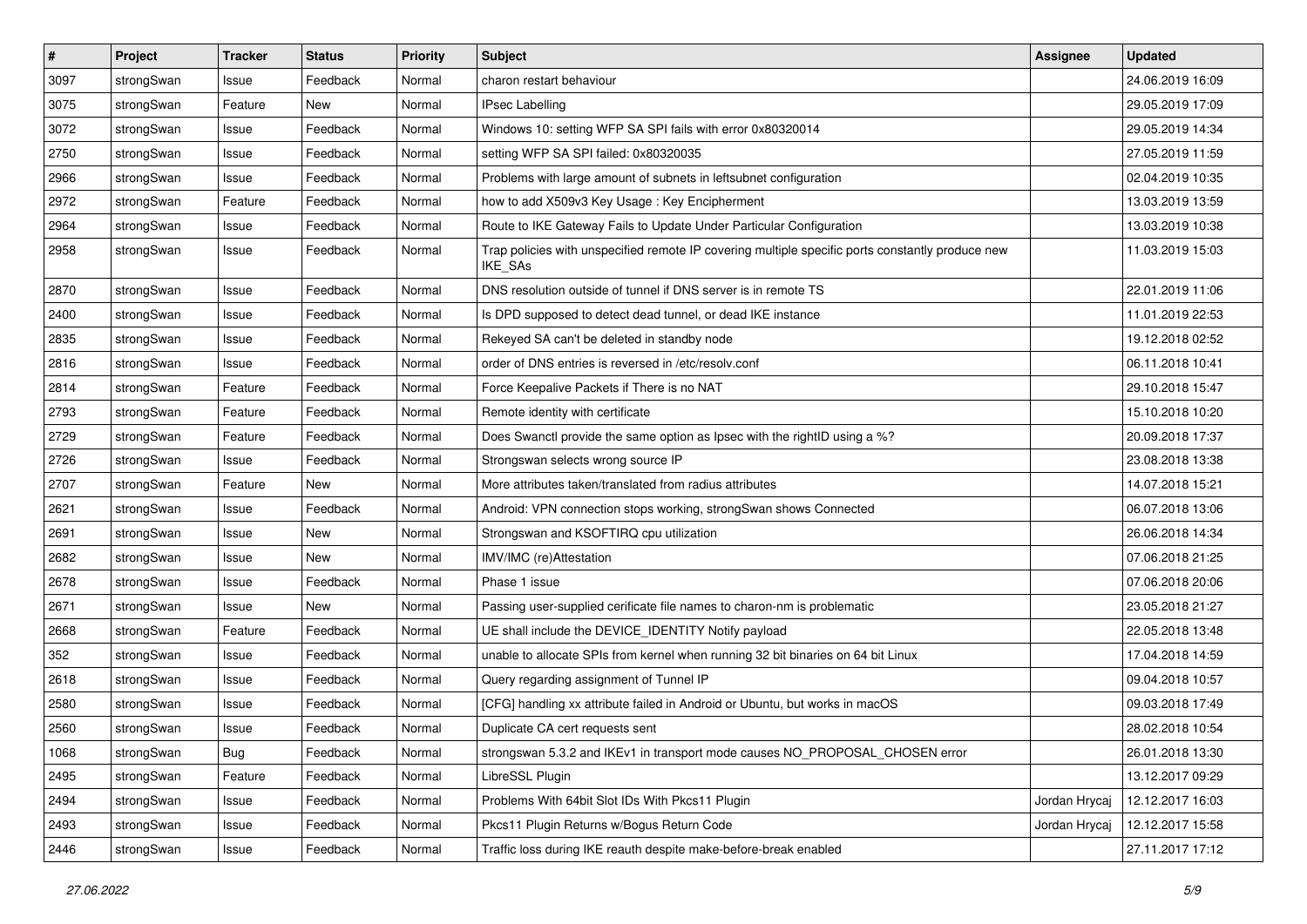| # | Project | Tracker | Status | Priority | Subject | Assignee | Updated |
| --- | --- | --- | --- | --- | --- | --- | --- |
| 3097 | strongSwan | Issue | Feedback | Normal | charon restart behaviour | | 24.06.2019 16:09 |
| 3075 | strongSwan | Feature | New | Normal | IPsec Labelling | | 29.05.2019 17:09 |
| 3072 | strongSwan | Issue | Feedback | Normal | Windows 10: setting WFP SA SPI fails with error 0x80320014 | | 29.05.2019 14:34 |
| 2750 | strongSwan | Issue | Feedback | Normal | setting WFP SA SPI failed: 0x80320035 | | 27.05.2019 11:59 |
| 2966 | strongSwan | Issue | Feedback | Normal | Problems with large amount of subnets in leftsubnet configuration | | 02.04.2019 10:35 |
| 2972 | strongSwan | Feature | Feedback | Normal | how to add X509v3 Key Usage : Key Encipherment | | 13.03.2019 13:59 |
| 2964 | strongSwan | Issue | Feedback | Normal | Route to IKE Gateway Fails to Update Under Particular Configuration | | 13.03.2019 10:38 |
| 2958 | strongSwan | Issue | Feedback | Normal | Trap policies with unspecified remote IP covering multiple specific ports constantly produce new IKE_SAs | | 11.03.2019 15:03 |
| 2870 | strongSwan | Issue | Feedback | Normal | DNS resolution outside of tunnel if DNS server is in remote TS | | 22.01.2019 11:06 |
| 2400 | strongSwan | Issue | Feedback | Normal | Is DPD supposed to detect dead tunnel, or dead IKE instance | | 11.01.2019 22:53 |
| 2835 | strongSwan | Issue | Feedback | Normal | Rekeyed SA can't be deleted in standby node | | 19.12.2018 02:52 |
| 2816 | strongSwan | Issue | Feedback | Normal | order of DNS entries is reversed in /etc/resolv.conf | | 06.11.2018 10:41 |
| 2814 | strongSwan | Feature | Feedback | Normal | Force Keepalive Packets if There is no NAT | | 29.10.2018 15:47 |
| 2793 | strongSwan | Feature | Feedback | Normal | Remote identity with certificate | | 15.10.2018 10:20 |
| 2729 | strongSwan | Feature | Feedback | Normal | Does Swanctl provide the same option as Ipsec with the rightID using a %? | | 20.09.2018 17:37 |
| 2726 | strongSwan | Issue | Feedback | Normal | Strongswan selects wrong source IP | | 23.08.2018 13:38 |
| 2707 | strongSwan | Feature | New | Normal | More attributes taken/translated from radius attributes | | 14.07.2018 15:21 |
| 2621 | strongSwan | Issue | Feedback | Normal | Android: VPN connection stops working, strongSwan shows Connected | | 06.07.2018 13:06 |
| 2691 | strongSwan | Issue | New | Normal | Strongswan and KSOFTIRQ cpu utilization | | 26.06.2018 14:34 |
| 2682 | strongSwan | Issue | New | Normal | IMV/IMC (re)Attestation | | 07.06.2018 21:25 |
| 2678 | strongSwan | Issue | Feedback | Normal | Phase 1 issue | | 07.06.2018 20:06 |
| 2671 | strongSwan | Issue | New | Normal | Passing user-supplied cerificate file names to charon-nm is problematic | | 23.05.2018 21:27 |
| 2668 | strongSwan | Feature | Feedback | Normal | UE shall include the DEVICE_IDENTITY Notify payload | | 22.05.2018 13:48 |
| 352 | strongSwan | Issue | Feedback | Normal | unable to allocate SPIs from kernel when running 32 bit binaries on 64 bit Linux | | 17.04.2018 14:59 |
| 2618 | strongSwan | Issue | Feedback | Normal | Query regarding assignment of Tunnel IP | | 09.04.2018 10:57 |
| 2580 | strongSwan | Issue | Feedback | Normal | [CFG] handling xx attribute failed in Android or Ubuntu, but works in macOS | | 09.03.2018 17:49 |
| 2560 | strongSwan | Issue | Feedback | Normal | Duplicate CA cert requests sent | | 28.02.2018 10:54 |
| 1068 | strongSwan | Bug | Feedback | Normal | strongswan 5.3.2 and IKEv1 in transport mode causes NO_PROPOSAL_CHOSEN error | | 26.01.2018 13:30 |
| 2495 | strongSwan | Feature | Feedback | Normal | LibreSSL Plugin | | 13.12.2017 09:29 |
| 2494 | strongSwan | Issue | Feedback | Normal | Problems With 64bit Slot IDs With Pkcs11 Plugin | Jordan Hrycaj | 12.12.2017 16:03 |
| 2493 | strongSwan | Issue | Feedback | Normal | Pkcs11 Plugin Returns w/Bogus Return Code | Jordan Hrycaj | 12.12.2017 15:58 |
| 2446 | strongSwan | Issue | Feedback | Normal | Traffic loss during IKE reauth despite make-before-break enabled | | 27.11.2017 17:12 |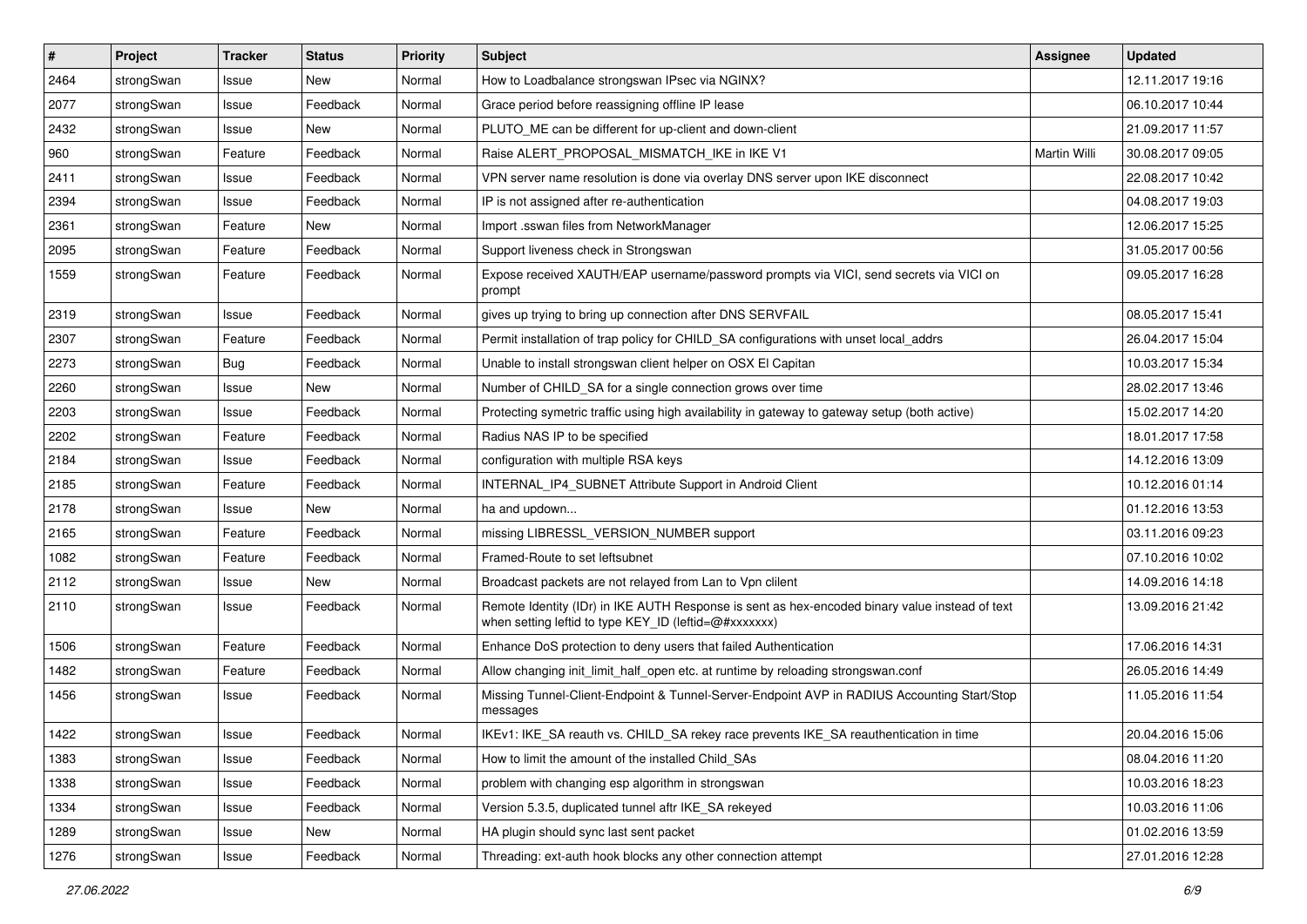| # | Project | Tracker | Status | Priority | Subject | Assignee | Updated |
|---|---|---|---|---|---|---|---|
| 2464 | strongSwan | Issue | New | Normal | How to Loadbalance strongswan IPsec via NGINX? | | 12.11.2017 19:16 |
| 2077 | strongSwan | Issue | Feedback | Normal | Grace period before reassigning offline IP lease | | 06.10.2017 10:44 |
| 2432 | strongSwan | Issue | New | Normal | PLUTO_ME can be different for up-client and down-client | | 21.09.2017 11:57 |
| 960 | strongSwan | Feature | Feedback | Normal | Raise ALERT_PROPOSAL_MISMATCH_IKE in IKE V1 | Martin Willi | 30.08.2017 09:05 |
| 2411 | strongSwan | Issue | Feedback | Normal | VPN server name resolution is done via overlay DNS server upon IKE disconnect | | 22.08.2017 10:42 |
| 2394 | strongSwan | Issue | Feedback | Normal | IP is not assigned after re-authentication | | 04.08.2017 19:03 |
| 2361 | strongSwan | Feature | New | Normal | Import .sswan files from NetworkManager | | 12.06.2017 15:25 |
| 2095 | strongSwan | Feature | Feedback | Normal | Support liveness check in Strongswan | | 31.05.2017 00:56 |
| 1559 | strongSwan | Feature | Feedback | Normal | Expose received XAUTH/EAP username/password prompts via VICI, send secrets via VICI on prompt | | 09.05.2017 16:28 |
| 2319 | strongSwan | Issue | Feedback | Normal | gives up trying to bring up connection after DNS SERVFAIL | | 08.05.2017 15:41 |
| 2307 | strongSwan | Feature | Feedback | Normal | Permit installation of trap policy for CHILD_SA configurations with unset local_addrs | | 26.04.2017 15:04 |
| 2273 | strongSwan | Bug | Feedback | Normal | Unable to install strongswan client helper on OSX El Capitan | | 10.03.2017 15:34 |
| 2260 | strongSwan | Issue | New | Normal | Number of CHILD_SA for a single connection grows over time | | 28.02.2017 13:46 |
| 2203 | strongSwan | Issue | Feedback | Normal | Protecting symetric traffic using high availability in gateway to gateway setup (both active) | | 15.02.2017 14:20 |
| 2202 | strongSwan | Feature | Feedback | Normal | Radius NAS IP to be specified | | 18.01.2017 17:58 |
| 2184 | strongSwan | Issue | Feedback | Normal | configuration with multiple RSA keys | | 14.12.2016 13:09 |
| 2185 | strongSwan | Feature | Feedback | Normal | INTERNAL_IP4_SUBNET Attribute Support in Android Client | | 10.12.2016 01:14 |
| 2178 | strongSwan | Issue | New | Normal | ha and updown... | | 01.12.2016 13:53 |
| 2165 | strongSwan | Feature | Feedback | Normal | missing LIBRESSL_VERSION_NUMBER support | | 03.11.2016 09:23 |
| 1082 | strongSwan | Feature | Feedback | Normal | Framed-Route to set leftsubnet | | 07.10.2016 10:02 |
| 2112 | strongSwan | Issue | New | Normal | Broadcast packets are not relayed from Lan to Vpn clilent | | 14.09.2016 14:18 |
| 2110 | strongSwan | Issue | Feedback | Normal | Remote Identity (IDr) in IKE AUTH Response is sent as hex-encoded binary value instead of text when setting leftid to type KEY_ID (leftid=@#xxxxxxx) | | 13.09.2016 21:42 |
| 1506 | strongSwan | Feature | Feedback | Normal | Enhance DoS protection to deny users that failed Authentication | | 17.06.2016 14:31 |
| 1482 | strongSwan | Feature | Feedback | Normal | Allow changing init_limit_half_open etc. at runtime by reloading strongswan.conf | | 26.05.2016 14:49 |
| 1456 | strongSwan | Issue | Feedback | Normal | Missing Tunnel-Client-Endpoint & Tunnel-Server-Endpoint AVP in RADIUS Accounting Start/Stop messages | | 11.05.2016 11:54 |
| 1422 | strongSwan | Issue | Feedback | Normal | IKEv1: IKE_SA reauth vs. CHILD_SA rekey race prevents IKE_SA reauthentication in time | | 20.04.2016 15:06 |
| 1383 | strongSwan | Issue | Feedback | Normal | How to limit the amount of the installed Child_SAs | | 08.04.2016 11:20 |
| 1338 | strongSwan | Issue | Feedback | Normal | problem with changing esp algorithm in strongswan | | 10.03.2016 18:23 |
| 1334 | strongSwan | Issue | Feedback | Normal | Version 5.3.5, duplicated tunnel aftr IKE_SA rekeyed | | 10.03.2016 11:06 |
| 1289 | strongSwan | Issue | New | Normal | HA plugin should sync last sent packet | | 01.02.2016 13:59 |
| 1276 | strongSwan | Issue | Feedback | Normal | Threading: ext-auth hook blocks any other connection attempt | | 27.01.2016 12:28 |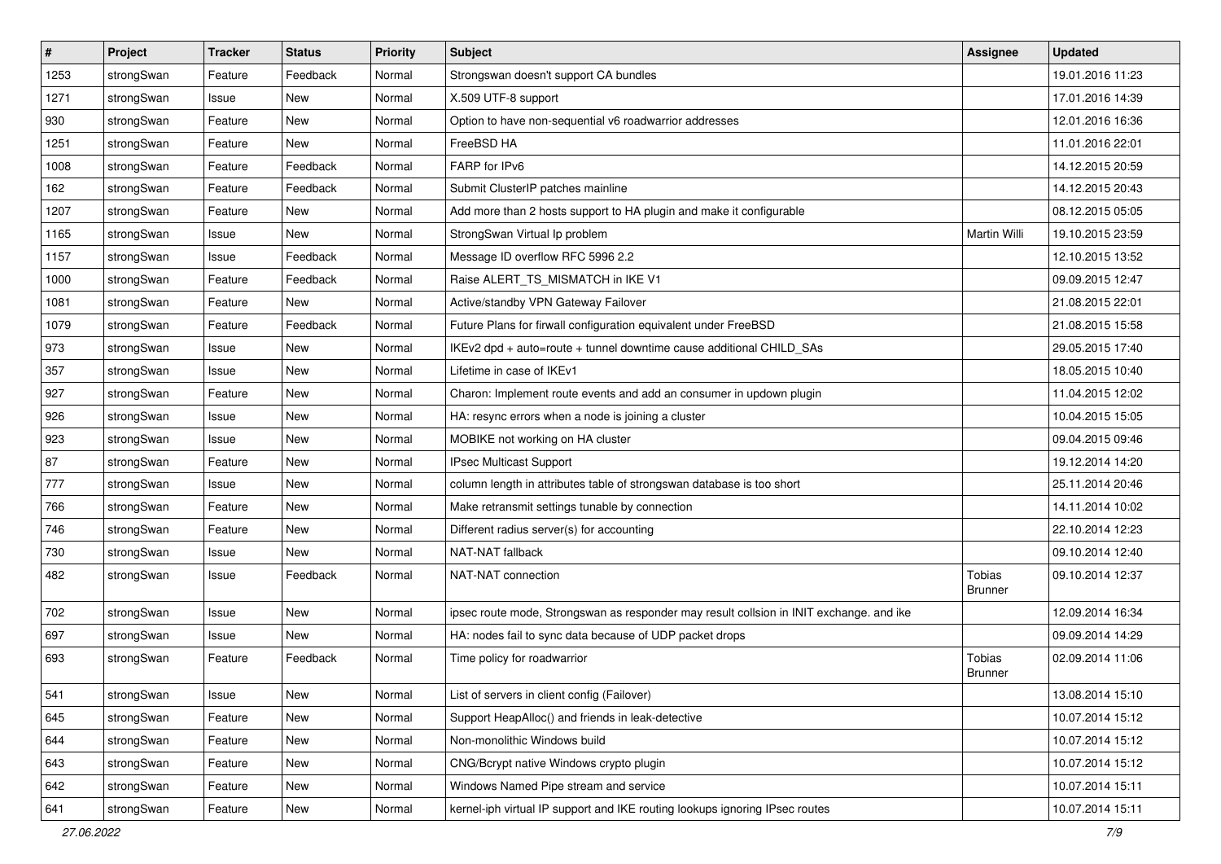| # | Project | Tracker | Status | Priority | Subject | Assignee | Updated |
|---|---|---|---|---|---|---|---|
| 1253 | strongSwan | Feature | Feedback | Normal | Strongswan doesn't support CA bundles | | 19.01.2016 11:23 |
| 1271 | strongSwan | Issue | New | Normal | X.509 UTF-8 support | | 17.01.2016 14:39 |
| 930 | strongSwan | Feature | New | Normal | Option to have non-sequential v6 roadwarrior addresses | | 12.01.2016 16:36 |
| 1251 | strongSwan | Feature | New | Normal | FreeBSD HA | | 11.01.2016 22:01 |
| 1008 | strongSwan | Feature | Feedback | Normal | FARP for IPv6 | | 14.12.2015 20:59 |
| 162 | strongSwan | Feature | Feedback | Normal | Submit ClusterIP patches mainline | | 14.12.2015 20:43 |
| 1207 | strongSwan | Feature | New | Normal | Add more than 2 hosts support to HA plugin and make it configurable | | 08.12.2015 05:05 |
| 1165 | strongSwan | Issue | New | Normal | StrongSwan Virtual Ip problem | Martin Willi | 19.10.2015 23:59 |
| 1157 | strongSwan | Issue | Feedback | Normal | Message ID overflow RFC 5996 2.2 | | 12.10.2015 13:52 |
| 1000 | strongSwan | Feature | Feedback | Normal | Raise ALERT_TS_MISMATCH in IKE V1 | | 09.09.2015 12:47 |
| 1081 | strongSwan | Feature | New | Normal | Active/standby VPN Gateway Failover | | 21.08.2015 22:01 |
| 1079 | strongSwan | Feature | Feedback | Normal | Future Plans for firwall configuration equivalent under FreeBSD | | 21.08.2015 15:58 |
| 973 | strongSwan | Issue | New | Normal | IKEv2 dpd + auto=route + tunnel downtime cause additional CHILD_SAs | | 29.05.2015 17:40 |
| 357 | strongSwan | Issue | New | Normal | Lifetime in case of IKEv1 | | 18.05.2015 10:40 |
| 927 | strongSwan | Feature | New | Normal | Charon: Implement route events and add an consumer in updown plugin | | 11.04.2015 12:02 |
| 926 | strongSwan | Issue | New | Normal | HA: resync errors when a node is joining a cluster | | 10.04.2015 15:05 |
| 923 | strongSwan | Issue | New | Normal | MOBIKE not working on HA cluster | | 09.04.2015 09:46 |
| 87 | strongSwan | Feature | New | Normal | IPsec Multicast Support | | 19.12.2014 14:20 |
| 777 | strongSwan | Issue | New | Normal | column length in attributes table of strongswan database is too short | | 25.11.2014 20:46 |
| 766 | strongSwan | Feature | New | Normal | Make retransmit settings tunable by connection | | 14.11.2014 10:02 |
| 746 | strongSwan | Feature | New | Normal | Different radius server(s) for accounting | | 22.10.2014 12:23 |
| 730 | strongSwan | Issue | New | Normal | NAT-NAT fallback | | 09.10.2014 12:40 |
| 482 | strongSwan | Issue | Feedback | Normal | NAT-NAT connection | Tobias Brunner | 09.10.2014 12:37 |
| 702 | strongSwan | Issue | New | Normal | ipsec route mode, Strongswan as responder may result collsion in INIT exchange. and ike | | 12.09.2014 16:34 |
| 697 | strongSwan | Issue | New | Normal | HA: nodes fail to sync data because of UDP packet drops | | 09.09.2014 14:29 |
| 693 | strongSwan | Feature | Feedback | Normal | Time policy for roadwarrior | Tobias Brunner | 02.09.2014 11:06 |
| 541 | strongSwan | Issue | New | Normal | List of servers in client config (Failover) | | 13.08.2014 15:10 |
| 645 | strongSwan | Feature | New | Normal | Support HeapAlloc() and friends in leak-detective | | 10.07.2014 15:12 |
| 644 | strongSwan | Feature | New | Normal | Non-monolithic Windows build | | 10.07.2014 15:12 |
| 643 | strongSwan | Feature | New | Normal | CNG/Bcrypt native Windows crypto plugin | | 10.07.2014 15:12 |
| 642 | strongSwan | Feature | New | Normal | Windows Named Pipe stream and service | | 10.07.2014 15:11 |
| 641 | strongSwan | Feature | New | Normal | kernel-iph virtual IP support and IKE routing lookups ignoring IPsec routes | | 10.07.2014 15:11 |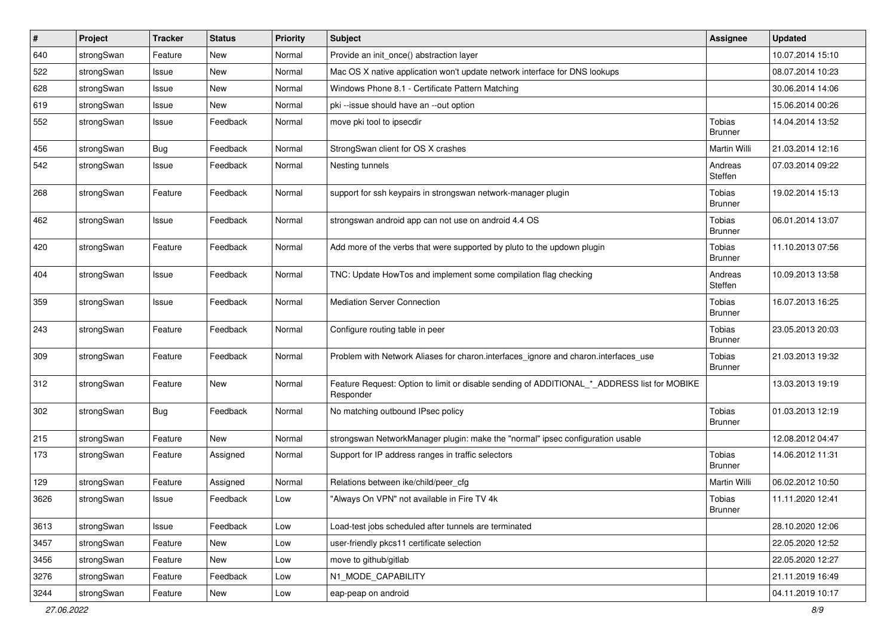| # | Project | Tracker | Status | Priority | Subject | Assignee | Updated |
|---|---|---|---|---|---|---|---|
| 640 | strongSwan | Feature | New | Normal | Provide an init_once() abstraction layer | | 10.07.2014 15:10 |
| 522 | strongSwan | Issue | New | Normal | Mac OS X native application won't update network interface for DNS lookups | | 08.07.2014 10:23 |
| 628 | strongSwan | Issue | New | Normal | Windows Phone 8.1 - Certificate Pattern Matching | | 30.06.2014 14:06 |
| 619 | strongSwan | Issue | New | Normal | pki --issue should have an --out option | | 15.06.2014 00:26 |
| 552 | strongSwan | Issue | Feedback | Normal | move pki tool to ipsecdir | Tobias Brunner | 14.04.2014 13:52 |
| 456 | strongSwan | Bug | Feedback | Normal | StrongSwan client for OS X crashes | Martin Willi | 21.03.2014 12:16 |
| 542 | strongSwan | Issue | Feedback | Normal | Nesting tunnels | Andreas Steffen | 07.03.2014 09:22 |
| 268 | strongSwan | Feature | Feedback | Normal | support for ssh keypairs in strongswan network-manager plugin | Tobias Brunner | 19.02.2014 15:13 |
| 462 | strongSwan | Issue | Feedback | Normal | strongswan android app can not use on android 4.4 OS | Tobias Brunner | 06.01.2014 13:07 |
| 420 | strongSwan | Feature | Feedback | Normal | Add more of the verbs that were supported by pluto to the updown plugin | Tobias Brunner | 11.10.2013 07:56 |
| 404 | strongSwan | Issue | Feedback | Normal | TNC: Update HowTos and implement some compilation flag checking | Andreas Steffen | 10.09.2013 13:58 |
| 359 | strongSwan | Issue | Feedback | Normal | Mediation Server Connection | Tobias Brunner | 16.07.2013 16:25 |
| 243 | strongSwan | Feature | Feedback | Normal | Configure routing table in peer | Tobias Brunner | 23.05.2013 20:03 |
| 309 | strongSwan | Feature | Feedback | Normal | Problem with Network Aliases for charon.interfaces_ignore and charon.interfaces_use | Tobias Brunner | 21.03.2013 19:32 |
| 312 | strongSwan | Feature | New | Normal | Feature Request: Option to limit or disable sending of ADDITIONAL_*_ADDRESS list for MOBIKE Responder | | 13.03.2013 19:19 |
| 302 | strongSwan | Bug | Feedback | Normal | No matching outbound IPsec policy | Tobias Brunner | 01.03.2013 12:19 |
| 215 | strongSwan | Feature | New | Normal | strongswan NetworkManager plugin: make the "normal" ipsec configuration usable | | 12.08.2012 04:47 |
| 173 | strongSwan | Feature | Assigned | Normal | Support for IP address ranges in traffic selectors | Tobias Brunner | 14.06.2012 11:31 |
| 129 | strongSwan | Feature | Assigned | Normal | Relations between ike/child/peer_cfg | Martin Willi | 06.02.2012 10:50 |
| 3626 | strongSwan | Issue | Feedback | Low | "Always On VPN" not available in Fire TV 4k | Tobias Brunner | 11.11.2020 12:41 |
| 3613 | strongSwan | Issue | Feedback | Low | Load-test jobs scheduled after tunnels are terminated | | 28.10.2020 12:06 |
| 3457 | strongSwan | Feature | New | Low | user-friendly pkcs11 certificate selection | | 22.05.2020 12:52 |
| 3456 | strongSwan | Feature | New | Low | move to github/gitlab | | 22.05.2020 12:27 |
| 3276 | strongSwan | Feature | Feedback | Low | N1_MODE_CAPABILITY | | 21.11.2019 16:49 |
| 3244 | strongSwan | Feature | New | Low | eap-peap on android | | 04.11.2019 10:17 |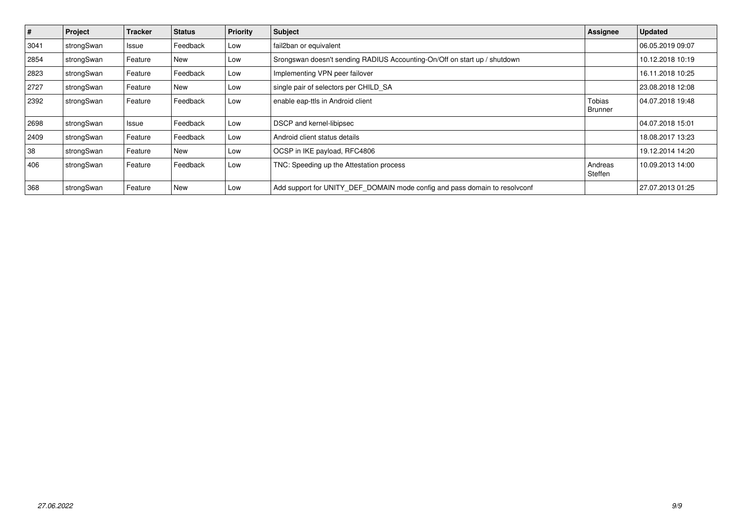| # | Project | Tracker | Status | Priority | Subject | Assignee | Updated |
|---|---|---|---|---|---|---|---|
| 3041 | strongSwan | Issue | Feedback | Low | fail2ban or equivalent | | 06.05.2019 09:07 |
| 2854 | strongSwan | Feature | New | Low | Srongswan doesn't sending RADIUS Accounting-On/Off on start up / shutdown | | 10.12.2018 10:19 |
| 2823 | strongSwan | Feature | Feedback | Low | Implementing VPN peer failover | | 16.11.2018 10:25 |
| 2727 | strongSwan | Feature | New | Low | single pair of selectors per CHILD_SA | | 23.08.2018 12:08 |
| 2392 | strongSwan | Feature | Feedback | Low | enable eap-ttls in Android client | Tobias Brunner | 04.07.2018 19:48 |
| 2698 | strongSwan | Issue | Feedback | Low | DSCP and kernel-libipsec | | 04.07.2018 15:01 |
| 2409 | strongSwan | Feature | Feedback | Low | Android client status details | | 18.08.2017 13:23 |
| 38 | strongSwan | Feature | New | Low | OCSP in IKE payload, RFC4806 | | 19.12.2014 14:20 |
| 406 | strongSwan | Feature | Feedback | Low | TNC: Speeding up the Attestation process | Andreas Steffen | 10.09.2013 14:00 |
| 368 | strongSwan | Feature | New | Low | Add support for UNITY_DEF_DOMAIN mode config and pass domain to resolvconf | | 27.07.2013 01:25 |